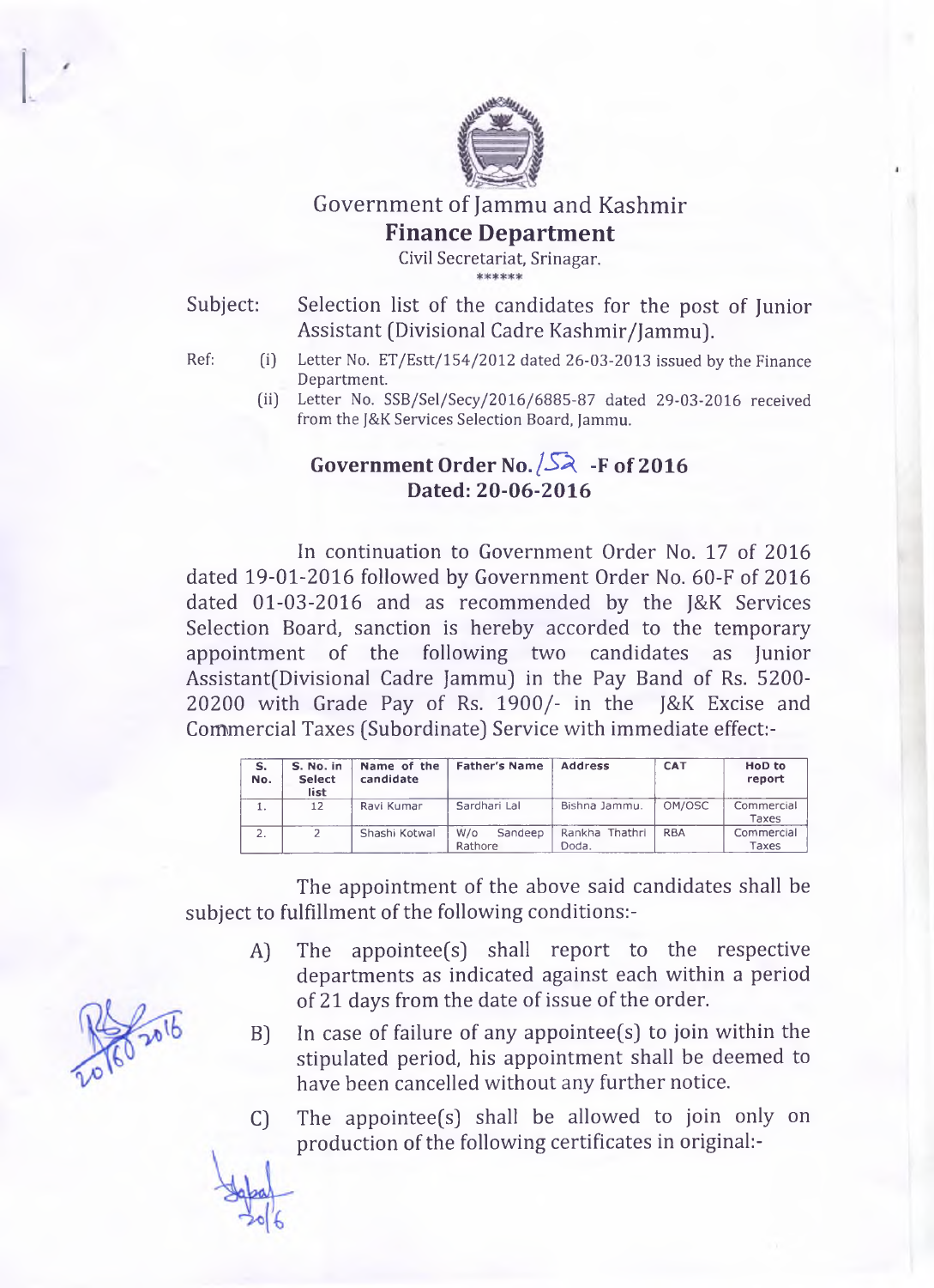# Government of Jammu and Kashmir

## Finance Department

Civil Secretariat, Srinagar.

******

Subject: Selection list of the candidates for the post of Junior Assistant (Divisional Cadre Kashmir/Jammu).

Ref: (i) Letter No. ET/Estt/154/2012 dated 26-03-2013 issued by the Finance Department.

(ii) Letter No. SSB/Sel/Secy/2016/6885-87 dated 29-03-2016 received from the J&K Services Selection Board, Jammu.

### Government Order No. 152 -F of 2016
### Dated: 20-06-2016

In continuation to Government Order No. 17 of 2016 dated 19-01-2016 followed by Government Order No. 60-F of 2016 dated 01-03-2016 and as recommended by the J&K Services Selection Board, sanction is hereby accorded to the temporary appointment of the following two candidates as Junior Assistant(Divisional Cadre Jammu) in the Pay Band of Rs. 5200-20200 with Grade Pay of Rs. 1900/- in the J&K Excise and Commercial Taxes (Subordinate) Service with immediate effect:-

| S. No. | S. No. in Select list | Name of the candidate | Father's Name | Address | CAT | HoD to report |
|---|---|---|---|---|---|---|
| 1. | 12 | Ravi Kumar | Sardhari Lal | Bishna Jammu. | OM/OSC | Commercial Taxes |
| 2. | 2 | Shashi Kotwal | W/o Sandeep Rathore | Rankha Thathri Doda. | RBA | Commercial Taxes |

The appointment of the above said candidates shall be subject to fulfillment of the following conditions:-

A) The appointee(s) shall report to the respective departments as indicated against each within a period of 21 days from the date of issue of the order.

B) In case of failure of any appointee(s) to join within the stipulated period, his appointment shall be deemed to have been cancelled without any further notice.

C) The appointee(s) shall be allowed to join only on production of the following certificates in original:-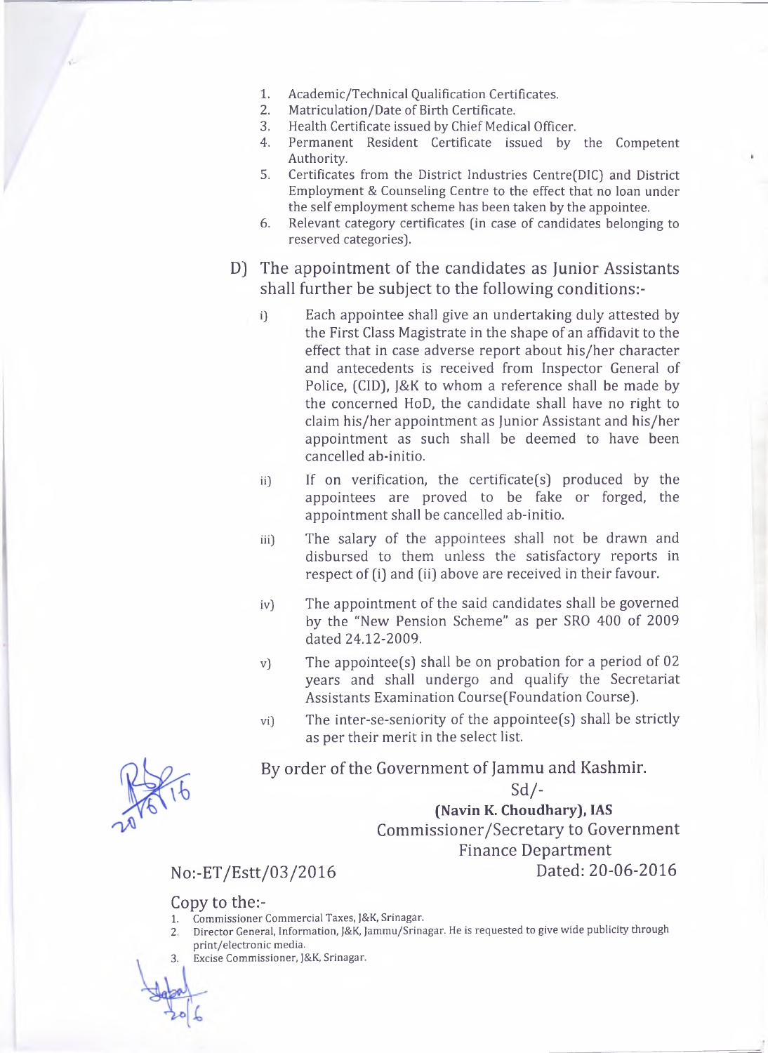1. Academic/Technical Qualification Certificates.
2. Matriculation/Date of Birth Certificate.
3. Health Certificate issued by Chief Medical Officer.
4. Permanent Resident Certificate issued by the Competent Authority.
5. Certificates from the District Industries Centre(DIC) and District Employment & Counseling Centre to the effect that no loan under the self employment scheme has been taken by the appointee.
6. Relevant category certificates (in case of candidates belonging to reserved categories).

D) The appointment of the candidates as Junior Assistants shall further be subject to the following conditions:-

i) Each appointee shall give an undertaking duly attested by the First Class Magistrate in the shape of an affidavit to the effect that in case adverse report about his/her character and antecedents is received from Inspector General of Police, (CID), J&K to whom a reference shall be made by the concerned HoD, the candidate shall have no right to claim his/her appointment as Junior Assistant and his/her appointment as such shall be deemed to have been cancelled ab-initio.

ii) If on verification, the certificate(s) produced by the appointees are proved to be fake or forged, the appointment shall be cancelled ab-initio.

iii) The salary of the appointees shall not be drawn and disbursed to them unless the satisfactory reports in respect of (i) and (ii) above are received in their favour.

iv) The appointment of the said candidates shall be governed by the "New Pension Scheme" as per SRO 400 of 2009 dated 24.12-2009.

v) The appointee(s) shall be on probation for a period of 02 years and shall undergo and qualify the Secretariat Assistants Examination Course(Foundation Course).

vi) The inter-se-seniority of the appointee(s) shall be strictly as per their merit in the select list.

By order of the Government of Jammu and Kashmir.

Sd/-

**(Navin K. Choudhary), IAS**
Commissioner/Secretary to Government
Finance Department

No:-ET/Estt/03/2016 Dated: 20-06-2016

Copy to the:-

1. Commissioner Commercial Taxes, J&K, Srinagar.
2. Director General, Information, J&K, Jammu/Srinagar. He is requested to give wide publicity through print/electronic media.
3. Excise Commissioner, J&K, Srinagar.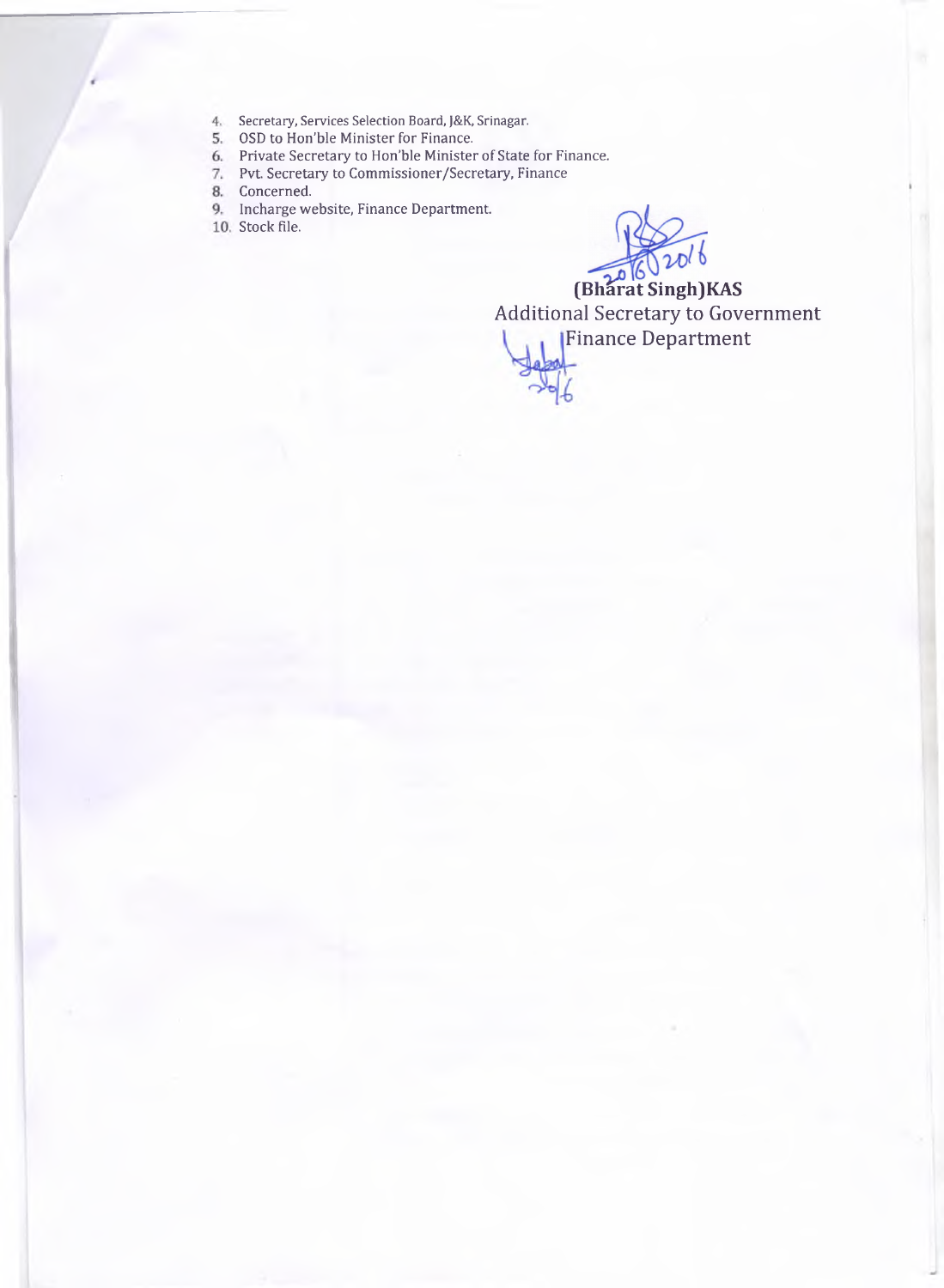4. Secretary, Services Selection Board, J&K, Srinagar.
5. OSD to Hon'ble Minister for Finance.
6. Private Secretary to Hon'ble Minister of State for Finance.
7. Pvt. Secretary to Commissioner/Secretary, Finance
8. Concerned.
9. Incharge website, Finance Department.
10. Stock file.

20/6/2016

**(Bharat Singh)KAS**
Additional Secretary to Government
Finance Department

20/6